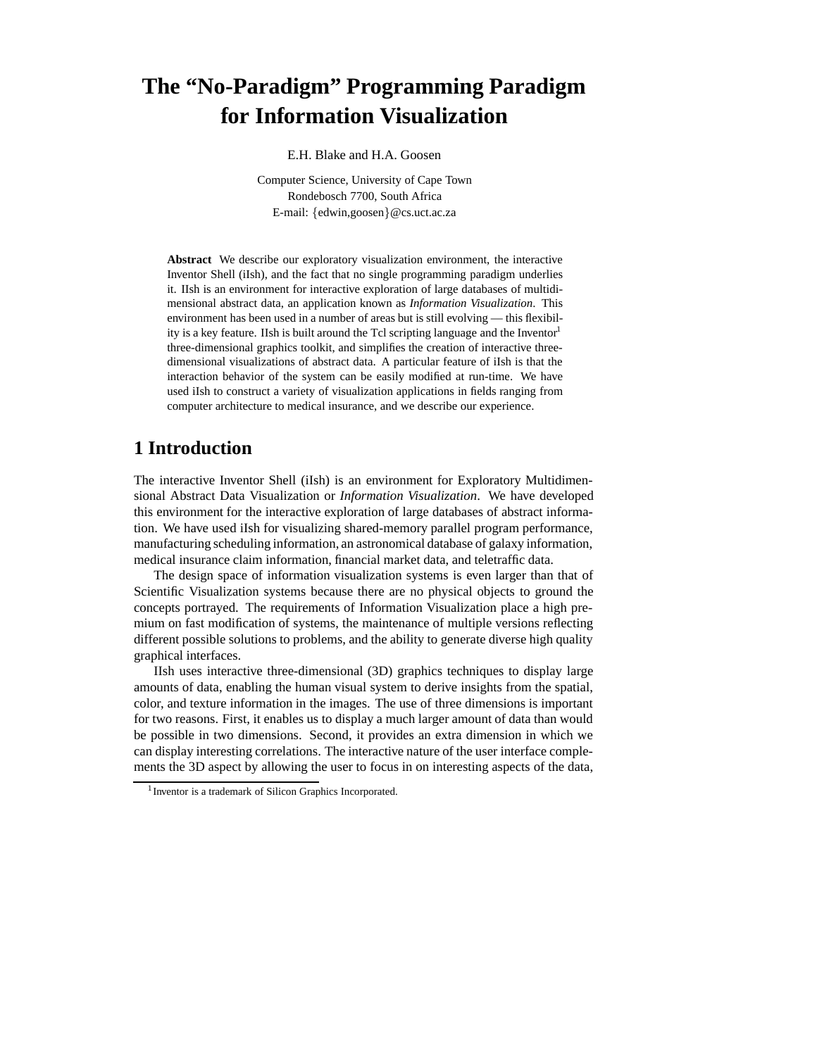# The "No-Paradigm" Programming Paradigm for Information Visualization

E.H. Blake and H.A. Goosen

Computer Science, University of Cape Town
Rondebosch 7700, South Africa
E-mail: {edwin,goosen}@cs.uct.ac.za

**Abstract** We describe our exploratory visualization environment, the interactive Inventor Shell (iIsh), and the fact that no single programming paradigm underlies it. IIsh is an environment for interactive exploration of large databases of multidimensional abstract data, an application known as *Information Visualization*. This environment has been used in a number of areas but is still evolving — this flexibility is a key feature. IIsh is built around the Tcl scripting language and the Inventor[1] three-dimensional graphics toolkit, and simplifies the creation of interactive three-dimensional visualizations of abstract data. A particular feature of iIsh is that the interaction behavior of the system can be easily modified at run-time. We have used iIsh to construct a variety of visualization applications in fields ranging from computer architecture to medical insurance, and we describe our experience.

## 1 Introduction

The interactive Inventor Shell (iIsh) is an environment for Exploratory Multidimensional Abstract Data Visualization or *Information Visualization*. We have developed this environment for the interactive exploration of large databases of abstract information. We have used iIsh for visualizing shared-memory parallel program performance, manufacturing scheduling information, an astronomical database of galaxy information, medical insurance claim information, financial market data, and teletraffic data.

The design space of information visualization systems is even larger than that of Scientific Visualization systems because there are no physical objects to ground the concepts portrayed. The requirements of Information Visualization place a high premium on fast modification of systems, the maintenance of multiple versions reflecting different possible solutions to problems, and the ability to generate diverse high quality graphical interfaces.

IIsh uses interactive three-dimensional (3D) graphics techniques to display large amounts of data, enabling the human visual system to derive insights from the spatial, color, and texture information in the images. The use of three dimensions is important for two reasons. First, it enables us to display a much larger amount of data than would be possible in two dimensions. Second, it provides an extra dimension in which we can display interesting correlations. The interactive nature of the user interface complements the 3D aspect by allowing the user to focus in on interesting aspects of the data,

[1] Inventor is a trademark of Silicon Graphics Incorporated.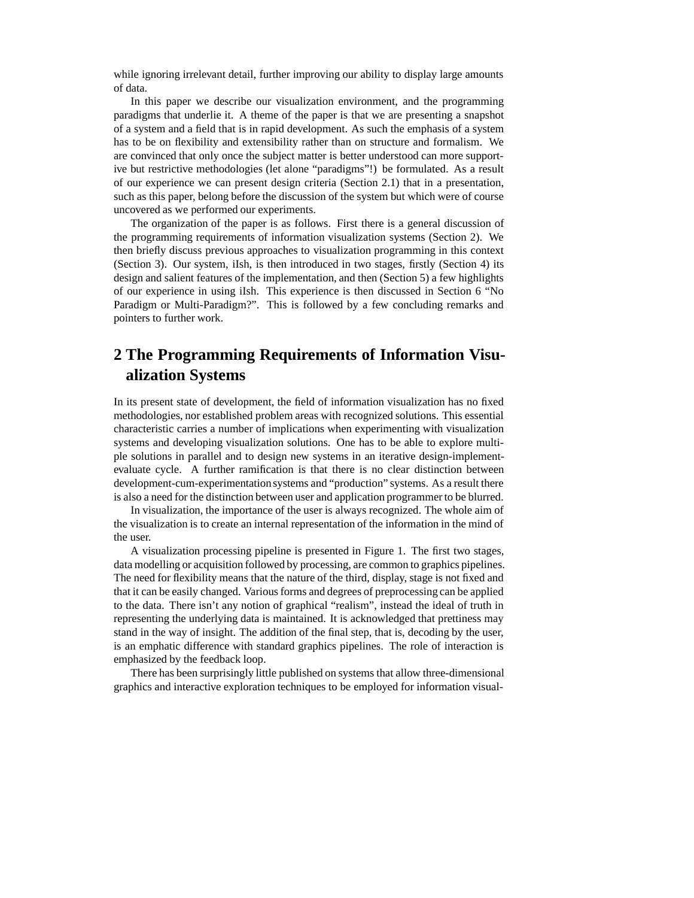while ignoring irrelevant detail, further improving our ability to display large amounts of data.

In this paper we describe our visualization environment, and the programming paradigms that underlie it. A theme of the paper is that we are presenting a snapshot of a system and a field that is in rapid development. As such the emphasis of a system has to be on flexibility and extensibility rather than on structure and formalism. We are convinced that only once the subject matter is better understood can more supportive but restrictive methodologies (let alone "paradigms"!) be formulated. As a result of our experience we can present design criteria (Section 2.1) that in a presentation, such as this paper, belong before the discussion of the system but which were of course uncovered as we performed our experiments.

The organization of the paper is as follows. First there is a general discussion of the programming requirements of information visualization systems (Section 2). We then briefly discuss previous approaches to visualization programming in this context (Section 3). Our system, iIsh, is then introduced in two stages, firstly (Section 4) its design and salient features of the implementation, and then (Section 5) a few highlights of our experience in using iIsh. This experience is then discussed in Section 6 "No Paradigm or Multi-Paradigm?". This is followed by a few concluding remarks and pointers to further work.

## 2 The Programming Requirements of Information Visualization Systems

In its present state of development, the field of information visualization has no fixed methodologies, nor established problem areas with recognized solutions. This essential characteristic carries a number of implications when experimenting with visualization systems and developing visualization solutions. One has to be able to explore multiple solutions in parallel and to design new systems in an iterative design-implement-evaluate cycle. A further ramification is that there is no clear distinction between development-cum-experimentation systems and "production" systems. As a result there is also a need for the distinction between user and application programmer to be blurred.

In visualization, the importance of the user is always recognized. The whole aim of the visualization is to create an internal representation of the information in the mind of the user.

A visualization processing pipeline is presented in Figure 1. The first two stages, data modelling or acquisition followed by processing, are common to graphics pipelines. The need for flexibility means that the nature of the third, display, stage is not fixed and that it can be easily changed. Various forms and degrees of preprocessing can be applied to the data. There isn't any notion of graphical "realism", instead the ideal of truth in representing the underlying data is maintained. It is acknowledged that prettiness may stand in the way of insight. The addition of the final step, that is, decoding by the user, is an emphatic difference with standard graphics pipelines. The role of interaction is emphasized by the feedback loop.

There has been surprisingly little published on systems that allow three-dimensional graphics and interactive exploration techniques to be employed for information visual-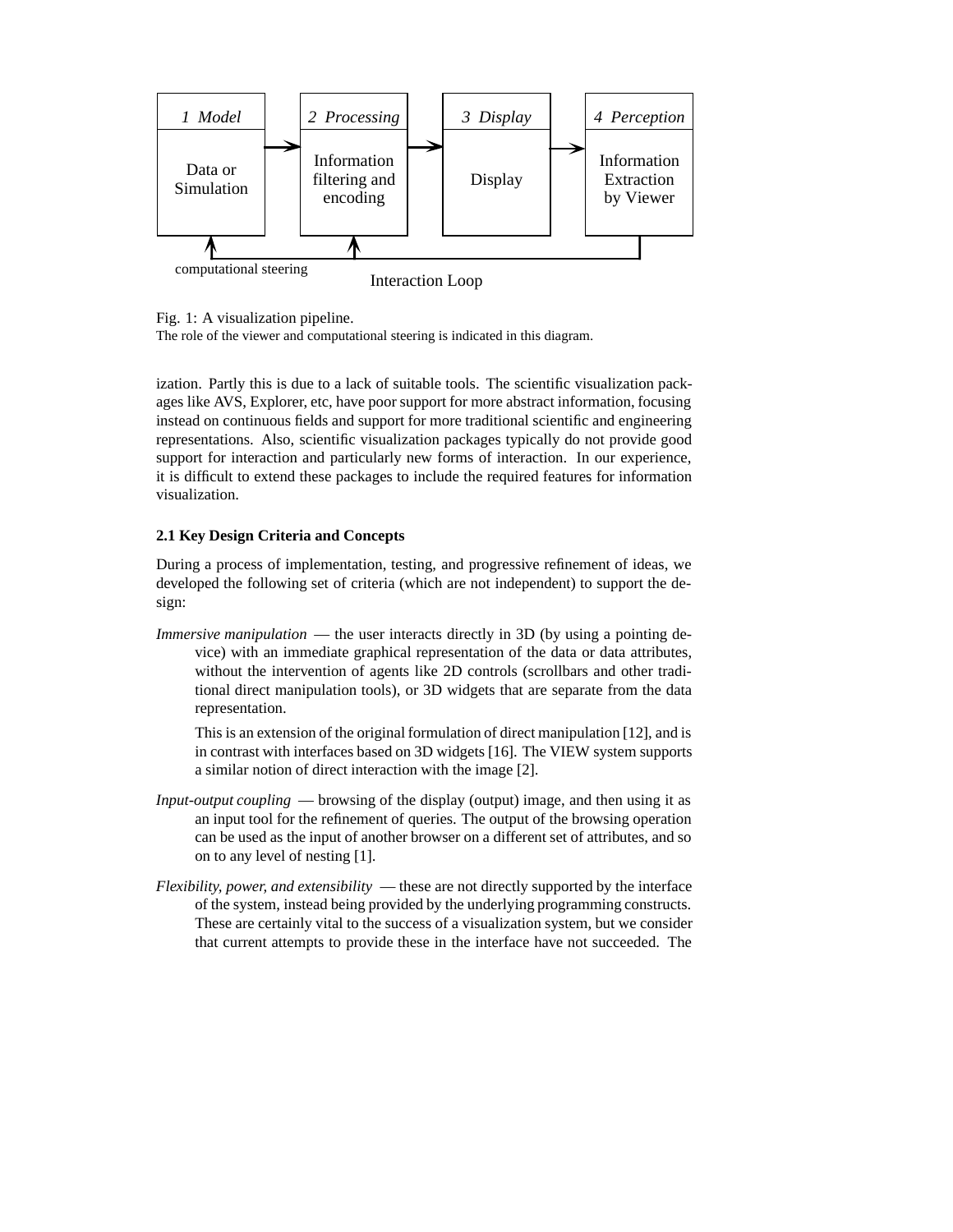Fig. 1: A visualization pipeline.
The role of the viewer and computational steering is indicated in this diagram.

ization. Partly this is due to a lack of suitable tools. The scientific visualization packages like AVS, Explorer, etc, have poor support for more abstract information, focusing instead on continuous fields and support for more traditional scientific and engineering representations. Also, scientific visualization packages typically do not provide good support for interaction and particularly new forms of interaction. In our experience, it is difficult to extend these packages to include the required features for information visualization.

### 2.1 Key Design Criteria and Concepts

During a process of implementation, testing, and progressive refinement of ideas, we developed the following set of criteria (which are not independent) to support the design:

*Immersive manipulation* — the user interacts directly in 3D (by using a pointing device) with an immediate graphical representation of the data or data attributes, without the intervention of agents like 2D controls (scrollbars and other traditional direct manipulation tools), or 3D widgets that are separate from the data representation.

This is an extension of the original formulation of direct manipulation [12], and is in contrast with interfaces based on 3D widgets [16]. The VIEW system supports a similar notion of direct interaction with the image [2].

*Input-output coupling* — browsing of the display (output) image, and then using it as an input tool for the refinement of queries. The output of the browsing operation can be used as the input of another browser on a different set of attributes, and so on to any level of nesting [1].

*Flexibility, power, and extensibility* — these are not directly supported by the interface of the system, instead being provided by the underlying programming constructs. These are certainly vital to the success of a visualization system, but we consider that current attempts to provide these in the interface have not succeeded. The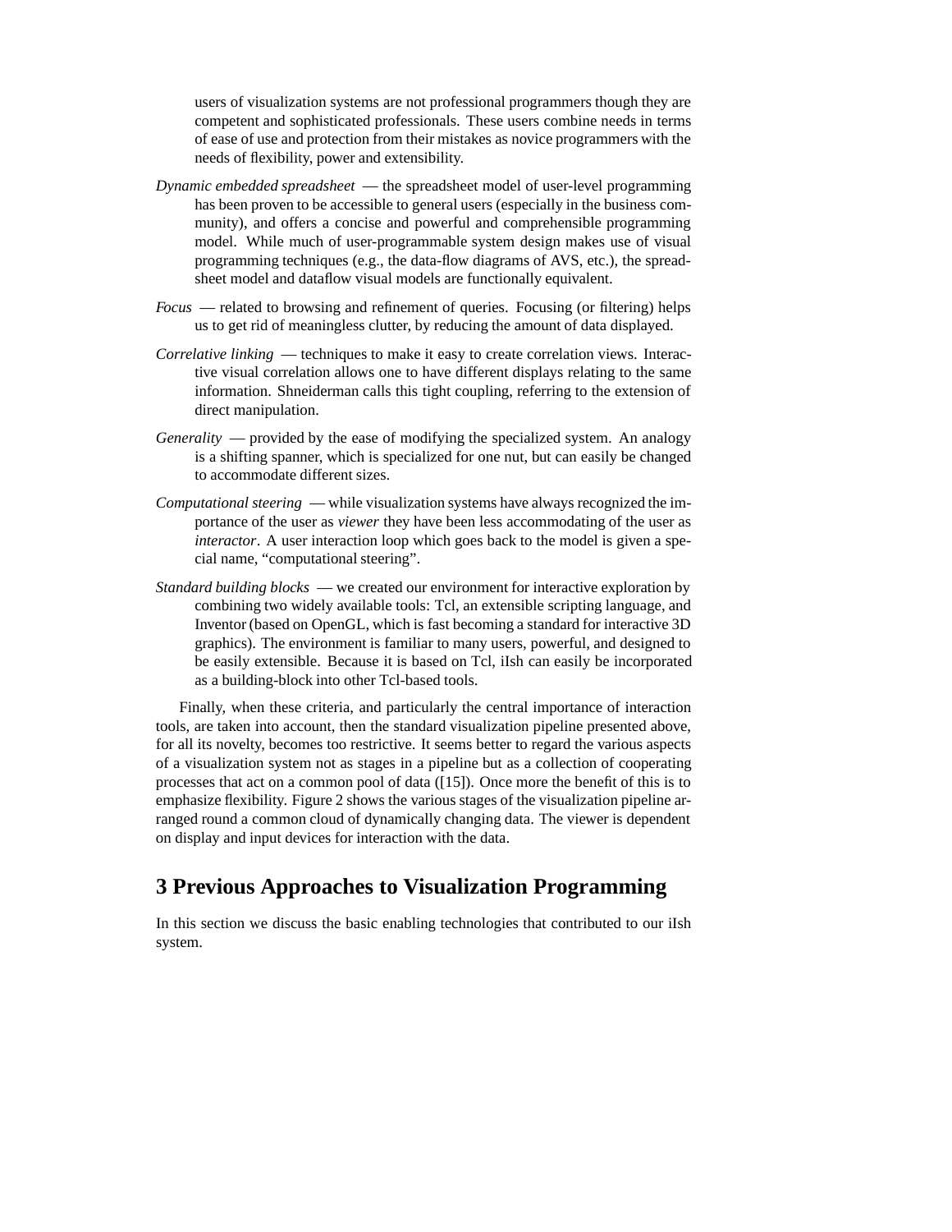users of visualization systems are not professional programmers though they are competent and sophisticated professionals. These users combine needs in terms of ease of use and protection from their mistakes as novice programmers with the needs of flexibility, power and extensibility.

*Dynamic embedded spreadsheet* — the spreadsheet model of user-level programming has been proven to be accessible to general users (especially in the business community), and offers a concise and powerful and comprehensible programming model. While much of user-programmable system design makes use of visual programming techniques (e.g., the data-flow diagrams of AVS, etc.), the spreadsheet model and dataflow visual models are functionally equivalent.

*Focus* — related to browsing and refinement of queries. Focusing (or filtering) helps us to get rid of meaningless clutter, by reducing the amount of data displayed.

*Correlative linking* — techniques to make it easy to create correlation views. Interactive visual correlation allows one to have different displays relating to the same information. Shneiderman calls this tight coupling, referring to the extension of direct manipulation.

*Generality* — provided by the ease of modifying the specialized system. An analogy is a shifting spanner, which is specialized for one nut, but can easily be changed to accommodate different sizes.

*Computational steering* — while visualization systems have always recognized the importance of the user as *viewer* they have been less accommodating of the user as *interactor*. A user interaction loop which goes back to the model is given a special name, "computational steering".

*Standard building blocks* — we created our environment for interactive exploration by combining two widely available tools: Tcl, an extensible scripting language, and Inventor (based on OpenGL, which is fast becoming a standard for interactive 3D graphics). The environment is familiar to many users, powerful, and designed to be easily extensible. Because it is based on Tcl, iIsh can easily be incorporated as a building-block into other Tcl-based tools.

Finally, when these criteria, and particularly the central importance of interaction tools, are taken into account, then the standard visualization pipeline presented above, for all its novelty, becomes too restrictive. It seems better to regard the various aspects of a visualization system not as stages in a pipeline but as a collection of cooperating processes that act on a common pool of data ([15]). Once more the benefit of this is to emphasize flexibility. Figure 2 shows the various stages of the visualization pipeline arranged round a common cloud of dynamically changing data. The viewer is dependent on display and input devices for interaction with the data.

# 3 Previous Approaches to Visualization Programming

In this section we discuss the basic enabling technologies that contributed to our iIsh system.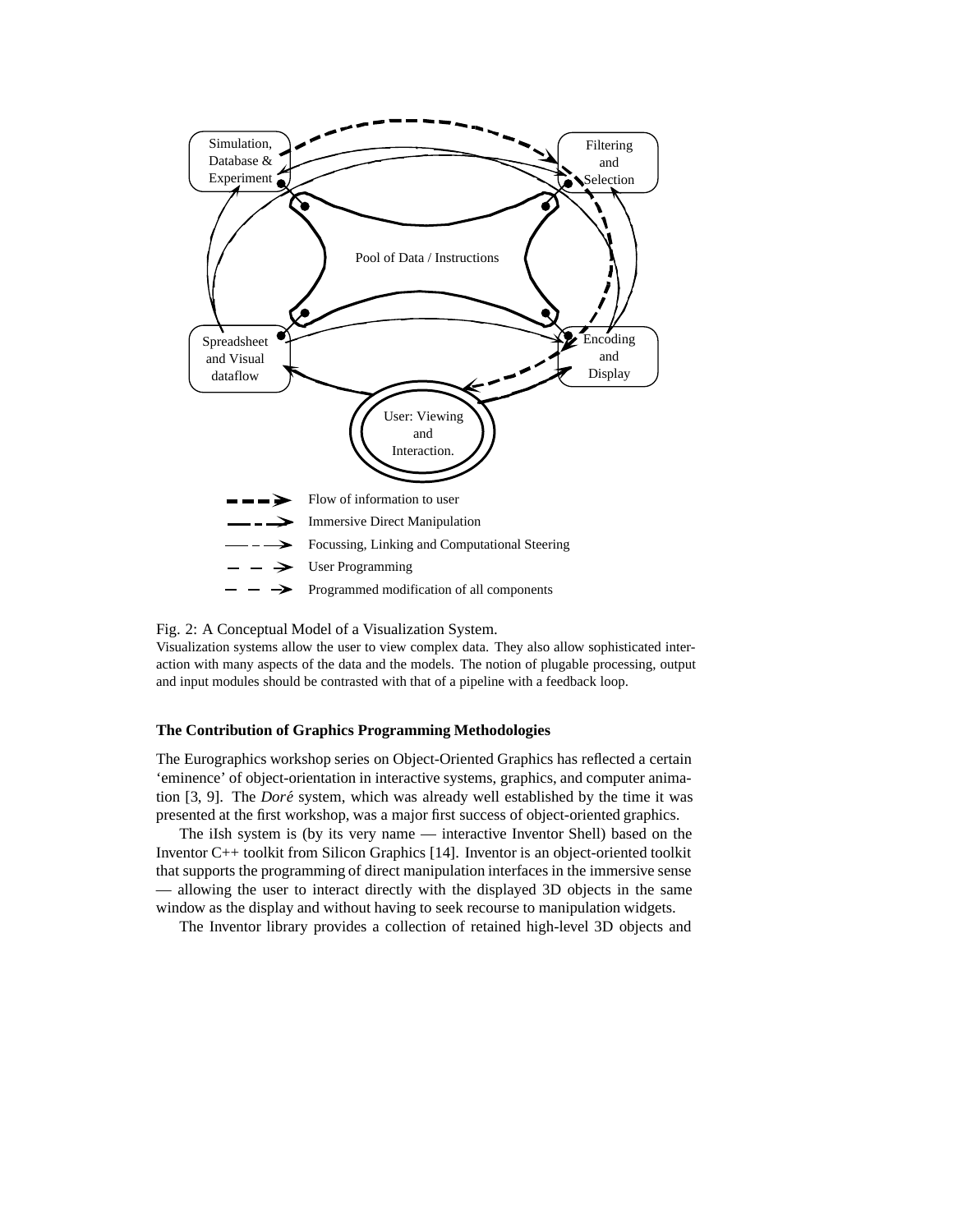Fig. 2: A Conceptual Model of a Visualization System.

Visualization systems allow the user to view complex data. They also allow sophisticated interaction with many aspects of the data and the models. The notion of plugable processing, output and input modules should be contrasted with that of a pipeline with a feedback loop.

### The Contribution of Graphics Programming Methodologies

The Eurographics workshop series on Object-Oriented Graphics has reflected a certain 'eminence' of object-orientation in interactive systems, graphics, and computer animation [3, 9]. The *Doré* system, which was already well established by the time it was presented at the first workshop, was a major first success of object-oriented graphics.

The iIsh system is (by its very name — interactive Inventor Shell) based on the Inventor C++ toolkit from Silicon Graphics [14]. Inventor is an object-oriented toolkit that supports the programming of direct manipulation interfaces in the immersive sense — allowing the user to interact directly with the displayed 3D objects in the same window as the display and without having to seek recourse to manipulation widgets.

The Inventor library provides a collection of retained high-level 3D objects and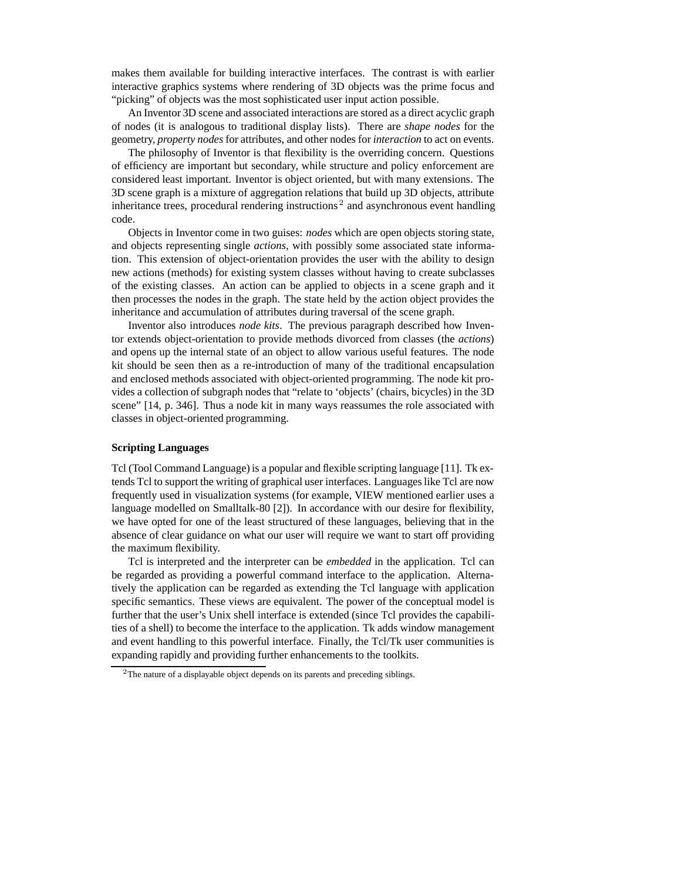makes them available for building interactive interfaces. The contrast is with earlier interactive graphics systems where rendering of 3D objects was the prime focus and "picking" of objects was the most sophisticated user input action possible.

An Inventor 3D scene and associated interactions are stored as a direct acyclic graph of nodes (it is analogous to traditional display lists). There are *shape nodes* for the geometry, *property nodes* for attributes, and other nodes for *interaction* to act on events.

The philosophy of Inventor is that flexibility is the overriding concern. Questions of efficiency are important but secondary, while structure and policy enforcement are considered least important. Inventor is object oriented, but with many extensions. The 3D scene graph is a mixture of aggregation relations that build up 3D objects, attribute inheritance trees, procedural rendering instructions [2] and asynchronous event handling code.

Objects in Inventor come in two guises: *nodes* which are open objects storing state, and objects representing single *actions*, with possibly some associated state information. This extension of object-orientation provides the user with the ability to design new actions (methods) for existing system classes without having to create subclasses of the existing classes. An action can be applied to objects in a scene graph and it then processes the nodes in the graph. The state held by the action object provides the inheritance and accumulation of attributes during traversal of the scene graph.

Inventor also introduces *node kits*. The previous paragraph described how Inventor extends object-orientation to provide methods divorced from classes (the *actions*) and opens up the internal state of an object to allow various useful features. The node kit should be seen then as a re-introduction of many of the traditional encapsulation and enclosed methods associated with object-oriented programming. The node kit provides a collection of subgraph nodes that "relate to 'objects' (chairs, bicycles) in the 3D scene" [14, p. 346]. Thus a node kit in many ways reassumes the role associated with classes in object-oriented programming.

**Scripting Languages**

Tcl (Tool Command Language) is a popular and flexible scripting language [11]. Tk extends Tcl to support the writing of graphical user interfaces. Languages like Tcl are now frequently used in visualization systems (for example, VIEW mentioned earlier uses a language modelled on Smalltalk-80 [2]). In accordance with our desire for flexibility, we have opted for one of the least structured of these languages, believing that in the absence of clear guidance on what our user will require we want to start off providing the maximum flexibility.

Tcl is interpreted and the interpreter can be *embedded* in the application. Tcl can be regarded as providing a powerful command interface to the application. Alternatively the application can be regarded as extending the Tcl language with application specific semantics. These views are equivalent. The power of the conceptual model is further that the user's Unix shell interface is extended (since Tcl provides the capabilities of a shell) to become the interface to the application. Tk adds window management and event handling to this powerful interface. Finally, the Tcl/Tk user communities is expanding rapidly and providing further enhancements to the toolkits.

[2] The nature of a displayable object depends on its parents and preceding siblings.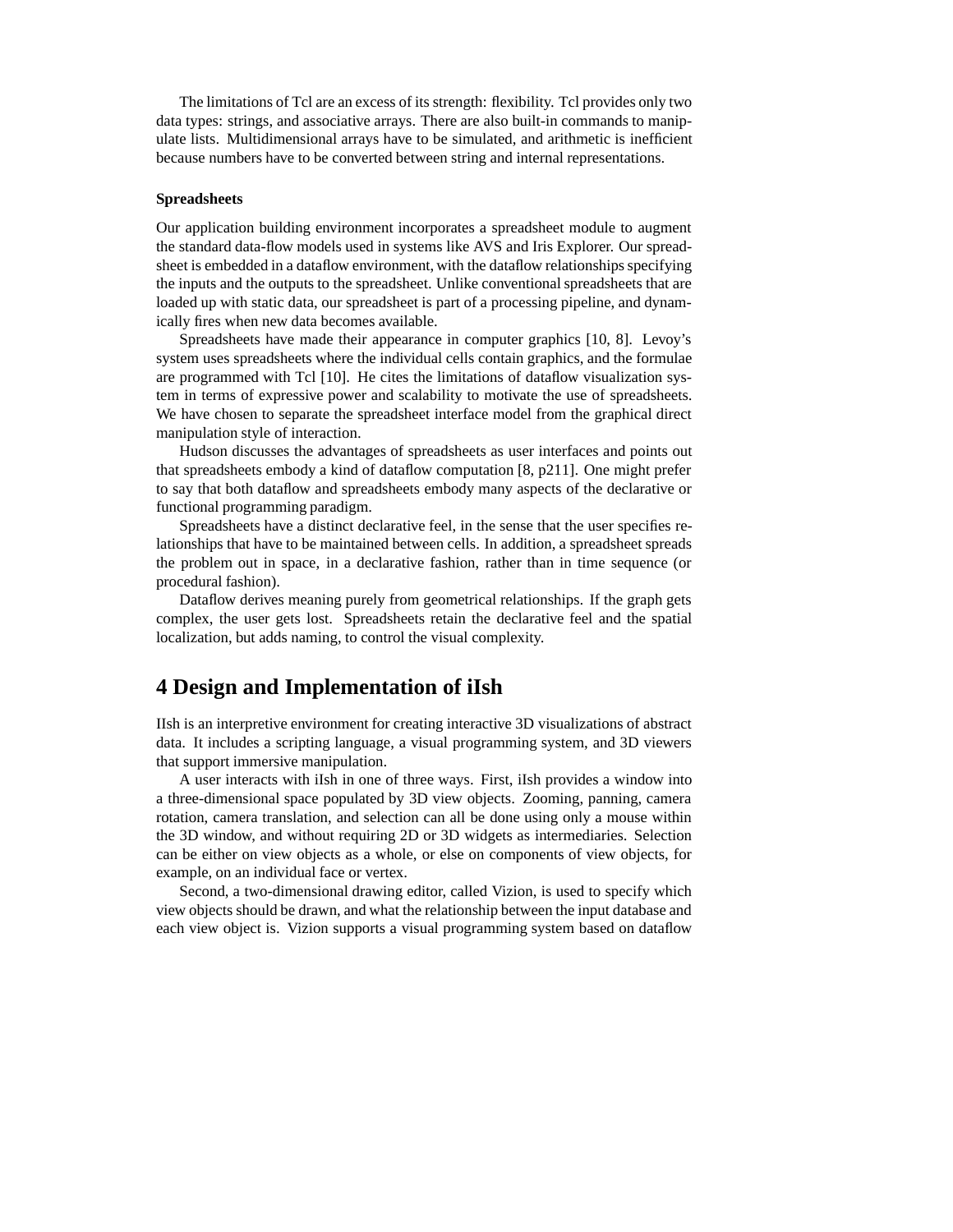The limitations of Tcl are an excess of its strength: flexibility. Tcl provides only two data types: strings, and associative arrays. There are also built-in commands to manipulate lists. Multidimensional arrays have to be simulated, and arithmetic is inefficient because numbers have to be converted between string and internal representations.

**Spreadsheets**

Our application building environment incorporates a spreadsheet module to augment the standard data-flow models used in systems like AVS and Iris Explorer. Our spreadsheet is embedded in a dataflow environment, with the dataflow relationships specifying the inputs and the outputs to the spreadsheet. Unlike conventional spreadsheets that are loaded up with static data, our spreadsheet is part of a processing pipeline, and dynamically fires when new data becomes available.

Spreadsheets have made their appearance in computer graphics [10, 8]. Levoy's system uses spreadsheets where the individual cells contain graphics, and the formulae are programmed with Tcl [10]. He cites the limitations of dataflow visualization system in terms of expressive power and scalability to motivate the use of spreadsheets. We have chosen to separate the spreadsheet interface model from the graphical direct manipulation style of interaction.

Hudson discusses the advantages of spreadsheets as user interfaces and points out that spreadsheets embody a kind of dataflow computation [8, p211]. One might prefer to say that both dataflow and spreadsheets embody many aspects of the declarative or functional programming paradigm.

Spreadsheets have a distinct declarative feel, in the sense that the user specifies relationships that have to be maintained between cells. In addition, a spreadsheet spreads the problem out in space, in a declarative fashion, rather than in time sequence (or procedural fashion).

Dataflow derives meaning purely from geometrical relationships. If the graph gets complex, the user gets lost. Spreadsheets retain the declarative feel and the spatial localization, but adds naming, to control the visual complexity.

# 4 Design and Implementation of iIsh

IIsh is an interpretive environment for creating interactive 3D visualizations of abstract data. It includes a scripting language, a visual programming system, and 3D viewers that support immersive manipulation.

A user interacts with iIsh in one of three ways. First, iIsh provides a window into a three-dimensional space populated by 3D view objects. Zooming, panning, camera rotation, camera translation, and selection can all be done using only a mouse within the 3D window, and without requiring 2D or 3D widgets as intermediaries. Selection can be either on view objects as a whole, or else on components of view objects, for example, on an individual face or vertex.

Second, a two-dimensional drawing editor, called Vizion, is used to specify which view objects should be drawn, and what the relationship between the input database and each view object is. Vizion supports a visual programming system based on dataflow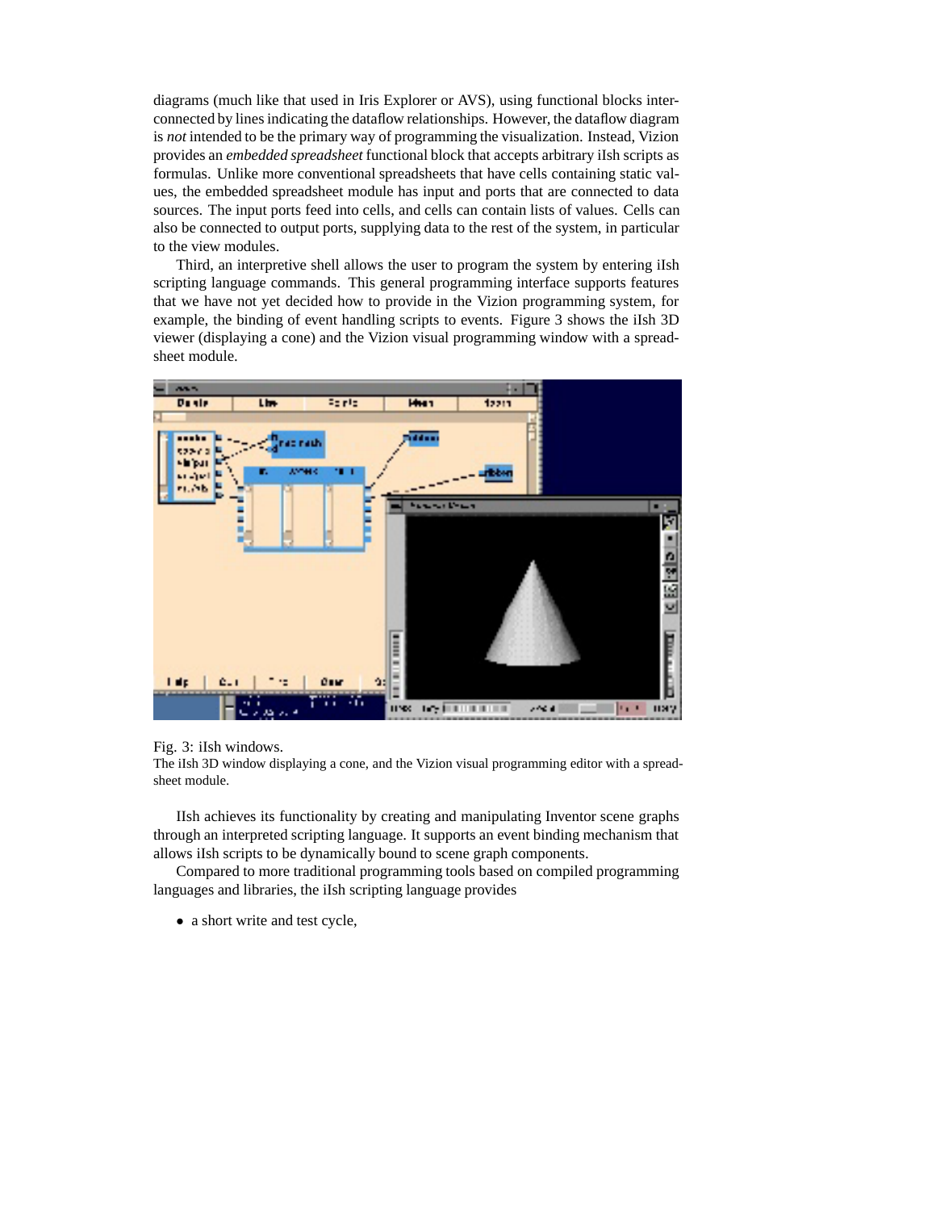diagrams (much like that used in Iris Explorer or AVS), using functional blocks interconnected by lines indicating the dataflow relationships. However, the dataflow diagram is *not* intended to be the primary way of programming the visualization. Instead, Vizion provides an *embedded spreadsheet* functional block that accepts arbitrary iIsh scripts as formulas. Unlike more conventional spreadsheets that have cells containing static values, the embedded spreadsheet module has input and ports that are connected to data sources. The input ports feed into cells, and cells can contain lists of values. Cells can also be connected to output ports, supplying data to the rest of the system, in particular to the view modules.

Third, an interpretive shell allows the user to program the system by entering iIsh scripting language commands. This general programming interface supports features that we have not yet decided how to provide in the Vizion programming system, for example, the binding of event handling scripts to events. Figure 3 shows the iIsh 3D viewer (displaying a cone) and the Vizion visual programming window with a spreadsheet module.

Fig. 3: iIsh windows.
The iIsh 3D window displaying a cone, and the Vizion visual programming editor with a spreadsheet module.

IIsh achieves its functionality by creating and manipulating Inventor scene graphs through an interpreted scripting language. It supports an event binding mechanism that allows iIsh scripts to be dynamically bound to scene graph components.

Compared to more traditional programming tools based on compiled programming languages and libraries, the iIsh scripting language provides

- a short write and test cycle,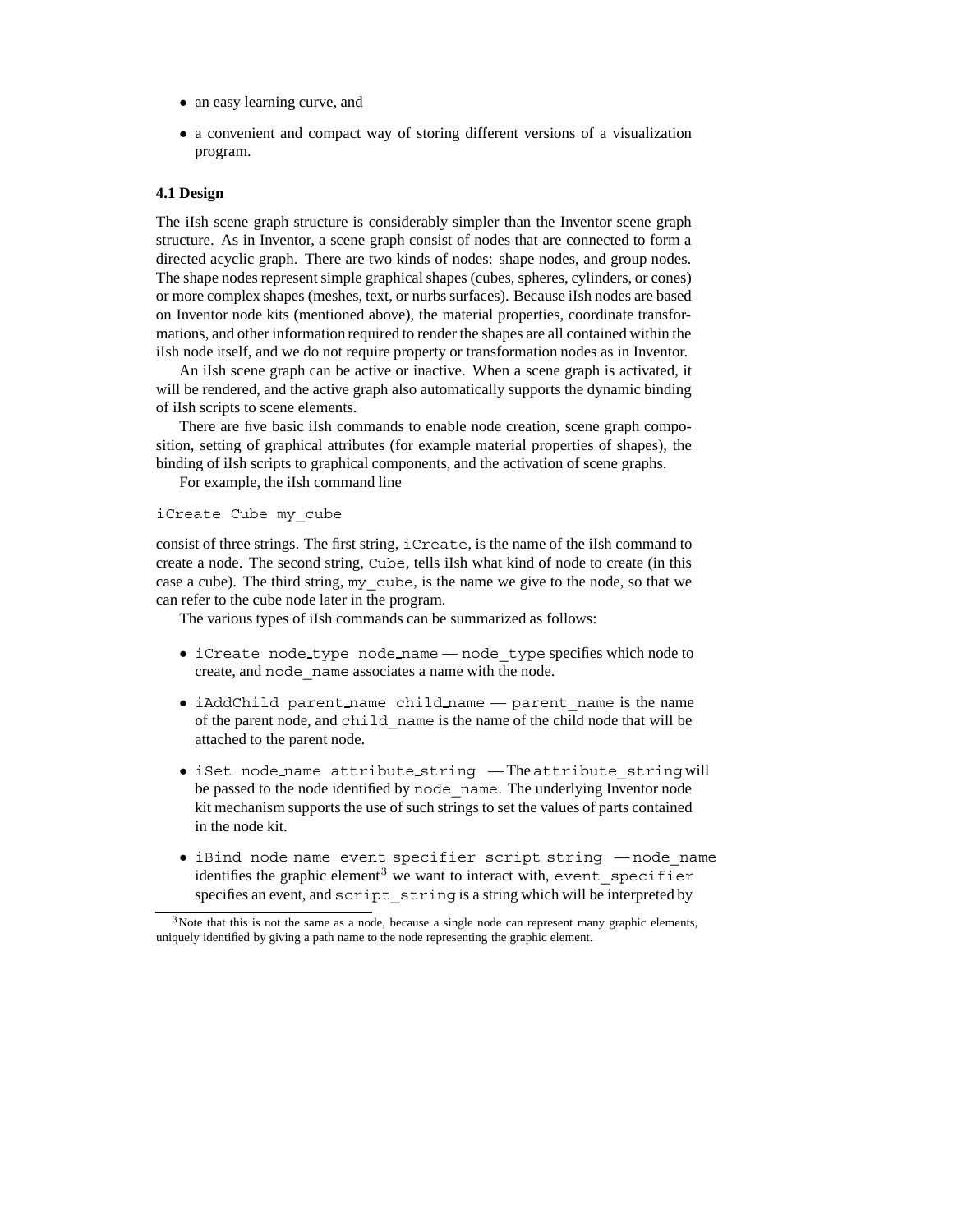- an easy learning curve, and
- a convenient and compact way of storing different versions of a visualization program.

### 4.1 Design

The iIsh scene graph structure is considerably simpler than the Inventor scene graph structure. As in Inventor, a scene graph consist of nodes that are connected to form a directed acyclic graph. There are two kinds of nodes: shape nodes, and group nodes. The shape nodes represent simple graphical shapes (cubes, spheres, cylinders, or cones) or more complex shapes (meshes, text, or nurbs surfaces). Because iIsh nodes are based on Inventor node kits (mentioned above), the material properties, coordinate transformations, and other information required to render the shapes are all contained within the iIsh node itself, and we do not require property or transformation nodes as in Inventor.

An iIsh scene graph can be active or inactive. When a scene graph is activated, it will be rendered, and the active graph also automatically supports the dynamic binding of iIsh scripts to scene elements.

There are five basic iIsh commands to enable node creation, scene graph composition, setting of graphical attributes (for example material properties of shapes), the binding of iIsh scripts to graphical components, and the activation of scene graphs.

For example, the iIsh command line

```
iCreate Cube my_cube
```

consist of three strings. The first string, `iCreate`, is the name of the iIsh command to create a node. The second string, `Cube`, tells iIsh what kind of node to create (in this case a cube). The third string, `my_cube`, is the name we give to the node, so that we can refer to the cube node later in the program.

The various types of iIsh commands can be summarized as follows:

- `iCreate node_type node_name` — `node_type` specifies which node to create, and `node_name` associates a name with the node.
- `iAddChild parent_name child_name` — `parent_name` is the name of the parent node, and `child_name` is the name of the child node that will be attached to the parent node.
- `iSet node_name attribute_string` — The `attribute_string` will be passed to the node identified by `node_name`. The underlying Inventor node kit mechanism supports the use of such strings to set the values of parts contained in the node kit.
- `iBind node_name event_specifier script_string` — `node_name` identifies the graphic element[3] we want to interact with, `event_specifier` specifies an event, and `script_string` is a string which will be interpreted by

[3] Note that this is not the same as a node, because a single node can represent many graphic elements, uniquely identified by giving a path name to the node representing the graphic element.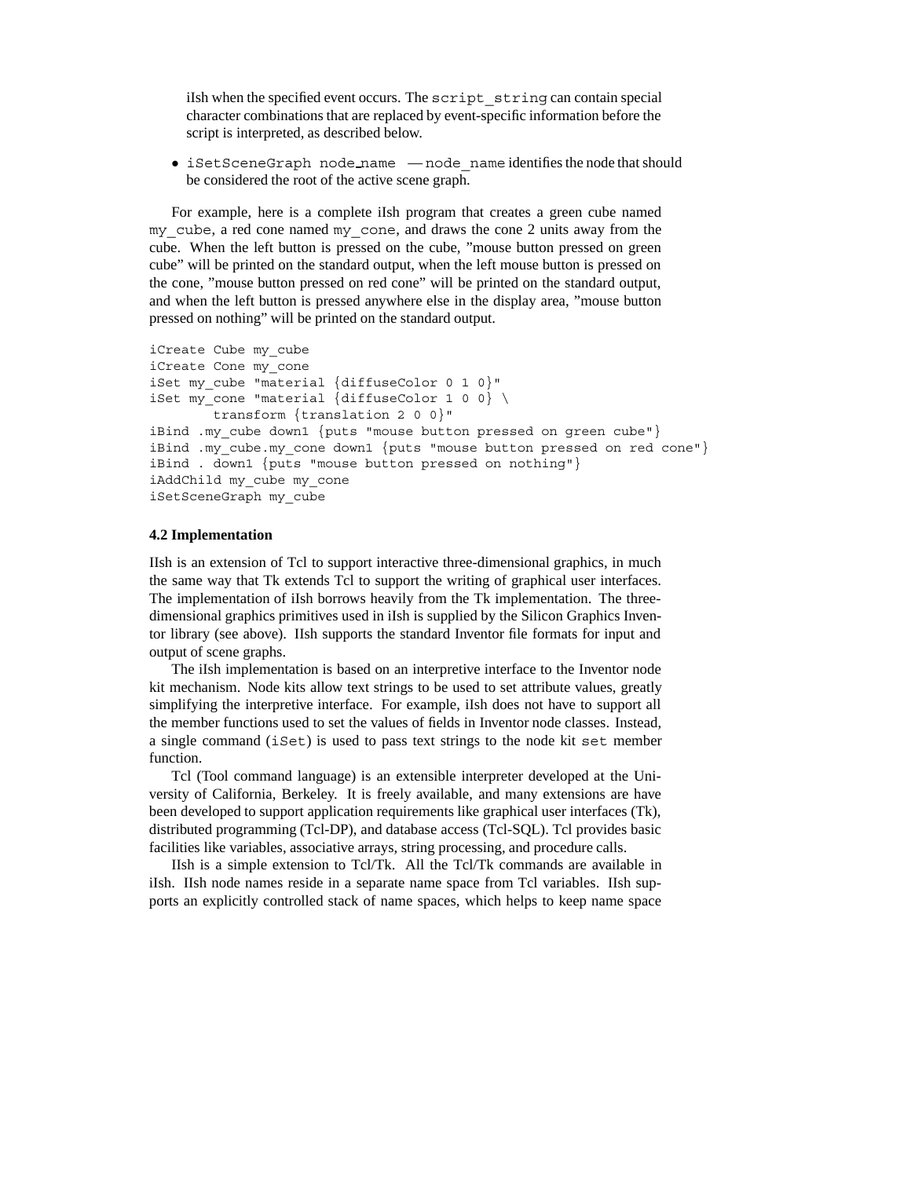iIsh when the specified event occurs. The `script_string` can contain special character combinations that are replaced by event-specific information before the script is interpreted, as described below.

- `iSetSceneGraph node_name` — `node_name` identifies the node that should be considered the root of the active scene graph.

For example, here is a complete iIsh program that creates a green cube named `my_cube`, a red cone named `my_cone`, and draws the cone 2 units away from the cube. When the left button is pressed on the cube, "mouse button pressed on green cube" will be printed on the standard output, when the left mouse button is pressed on the cone, "mouse button pressed on red cone" will be printed on the standard output, and when the left button is pressed anywhere else in the display area, "mouse button pressed on nothing" will be printed on the standard output.

```
iCreate Cube my_cube
iCreate Cone my_cone
iSet my_cube "material {diffuseColor 0 1 0}"
iSet my_cone "material {diffuseColor 1 0 0} \
        transform {translation 2 0 0}"
iBind .my_cube down1 {puts "mouse button pressed on green cube"}
iBind .my_cube.my_cone down1 {puts "mouse button pressed on red cone"}
iBind . down1 {puts "mouse button pressed on nothing"}
iAddChild my_cube my_cone
iSetSceneGraph my_cube
```

### 4.2 Implementation

IIsh is an extension of Tcl to support interactive three-dimensional graphics, in much the same way that Tk extends Tcl to support the writing of graphical user interfaces. The implementation of iIsh borrows heavily from the Tk implementation. The three-dimensional graphics primitives used in iIsh is supplied by the Silicon Graphics Inventor library (see above). IIsh supports the standard Inventor file formats for input and output of scene graphs.

The iIsh implementation is based on an interpretive interface to the Inventor node kit mechanism. Node kits allow text strings to be used to set attribute values, greatly simplifying the interpretive interface. For example, iIsh does not have to support all the member functions used to set the values of fields in Inventor node classes. Instead, a single command (`iSet`) is used to pass text strings to the node kit `set` member function.

Tcl (Tool command language) is an extensible interpreter developed at the University of California, Berkeley. It is freely available, and many extensions are have been developed to support application requirements like graphical user interfaces (Tk), distributed programming (Tcl-DP), and database access (Tcl-SQL). Tcl provides basic facilities like variables, associative arrays, string processing, and procedure calls.

IIsh is a simple extension to Tcl/Tk. All the Tcl/Tk commands are available in iIsh. IIsh node names reside in a separate name space from Tcl variables. IIsh supports an explicitly controlled stack of name spaces, which helps to keep name space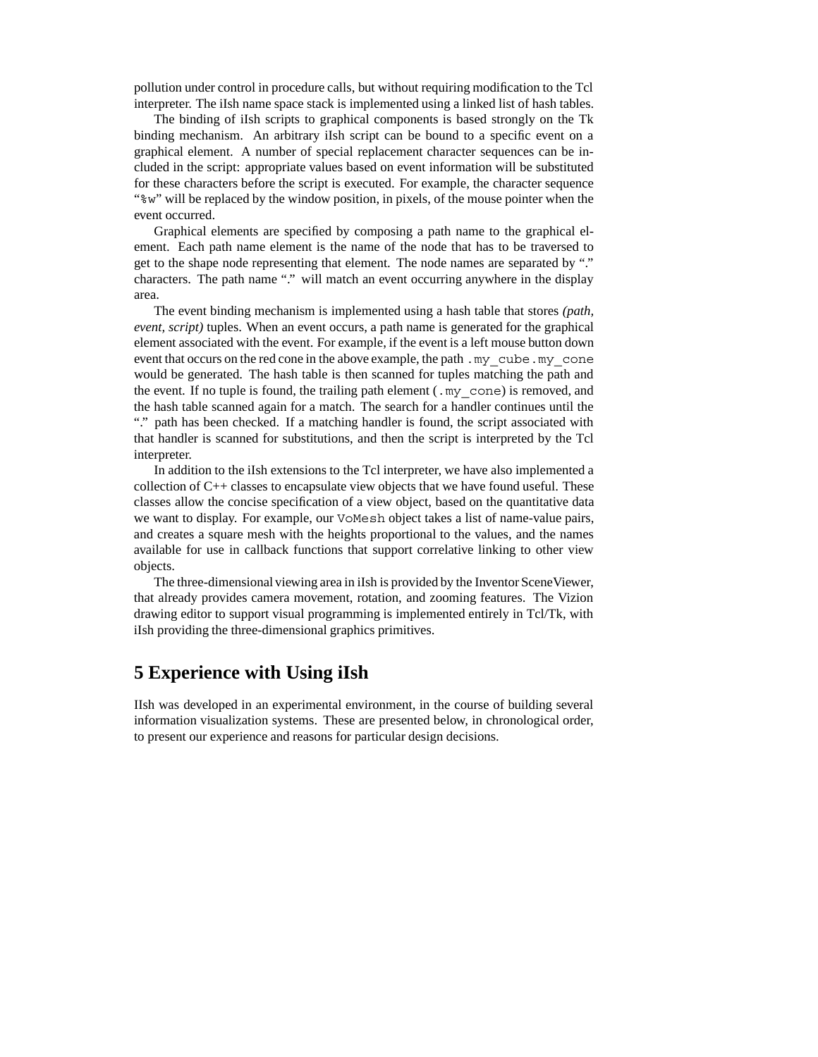pollution under control in procedure calls, but without requiring modification to the Tcl interpreter. The iIsh name space stack is implemented using a linked list of hash tables.

The binding of iIsh scripts to graphical components is based strongly on the Tk binding mechanism. An arbitrary iIsh script can be bound to a specific event on a graphical element. A number of special replacement character sequences can be included in the script: appropriate values based on event information will be substituted for these characters before the script is executed. For example, the character sequence "`%w`" will be replaced by the window position, in pixels, of the mouse pointer when the event occurred.

Graphical elements are specified by composing a path name to the graphical element. Each path name element is the name of the node that has to be traversed to get to the shape node representing that element. The node names are separated by "." characters. The path name "." will match an event occurring anywhere in the display area.

The event binding mechanism is implemented using a hash table that stores *(path, event, script)* tuples. When an event occurs, a path name is generated for the graphical element associated with the event. For example, if the event is a left mouse button down event that occurs on the red cone in the above example, the path `.my_cube.my_cone` would be generated. The hash table is then scanned for tuples matching the path and the event. If no tuple is found, the trailing path element (`.my_cone`) is removed, and the hash table scanned again for a match. The search for a handler continues until the "." path has been checked. If a matching handler is found, the script associated with that handler is scanned for substitutions, and then the script is interpreted by the Tcl interpreter.

In addition to the iIsh extensions to the Tcl interpreter, we have also implemented a collection of C++ classes to encapsulate view objects that we have found useful. These classes allow the concise specification of a view object, based on the quantitative data we want to display. For example, our `VoMesh` object takes a list of name-value pairs, and creates a square mesh with the heights proportional to the values, and the names available for use in callback functions that support correlative linking to other view objects.

The three-dimensional viewing area in iIsh is provided by the Inventor SceneViewer, that already provides camera movement, rotation, and zooming features. The Vizion drawing editor to support visual programming is implemented entirely in Tcl/Tk, with iIsh providing the three-dimensional graphics primitives.

# 5 Experience with Using iIsh

IIsh was developed in an experimental environment, in the course of building several information visualization systems. These are presented below, in chronological order, to present our experience and reasons for particular design decisions.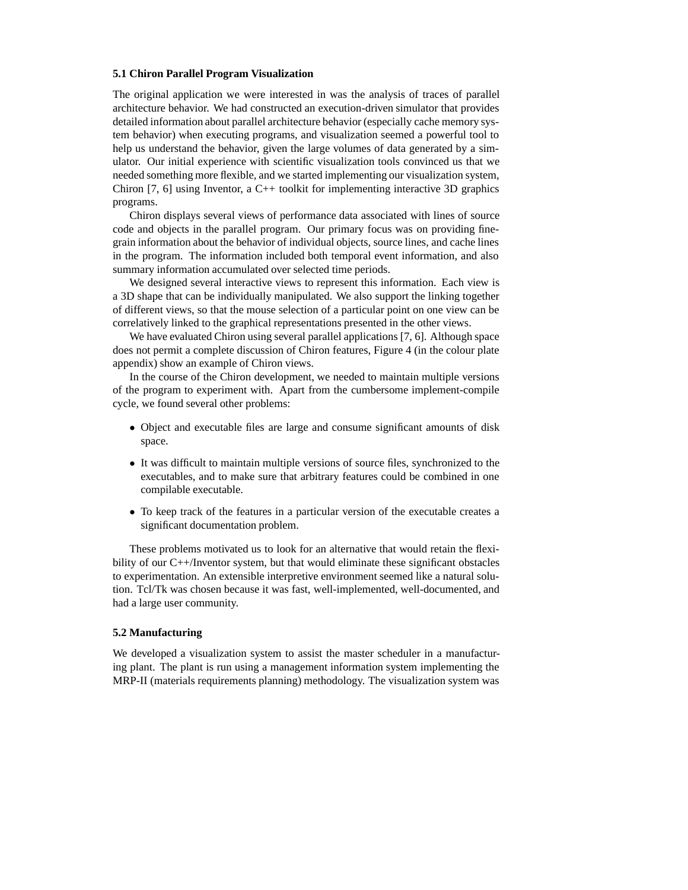### 5.1 Chiron Parallel Program Visualization

The original application we were interested in was the analysis of traces of parallel architecture behavior. We had constructed an execution-driven simulator that provides detailed information about parallel architecture behavior (especially cache memory system behavior) when executing programs, and visualization seemed a powerful tool to help us understand the behavior, given the large volumes of data generated by a simulator. Our initial experience with scientific visualization tools convinced us that we needed something more flexible, and we started implementing our visualization system, Chiron [7, 6] using Inventor, a C++ toolkit for implementing interactive 3D graphics programs.

Chiron displays several views of performance data associated with lines of source code and objects in the parallel program. Our primary focus was on providing fine-grain information about the behavior of individual objects, source lines, and cache lines in the program. The information included both temporal event information, and also summary information accumulated over selected time periods.

We designed several interactive views to represent this information. Each view is a 3D shape that can be individually manipulated. We also support the linking together of different views, so that the mouse selection of a particular point on one view can be correlatively linked to the graphical representations presented in the other views.

We have evaluated Chiron using several parallel applications [7, 6]. Although space does not permit a complete discussion of Chiron features, Figure 4 (in the colour plate appendix) show an example of Chiron views.

In the course of the Chiron development, we needed to maintain multiple versions of the program to experiment with. Apart from the cumbersome implement-compile cycle, we found several other problems:

- Object and executable files are large and consume significant amounts of disk space.
- It was difficult to maintain multiple versions of source files, synchronized to the executables, and to make sure that arbitrary features could be combined in one compilable executable.
- To keep track of the features in a particular version of the executable creates a significant documentation problem.

These problems motivated us to look for an alternative that would retain the flexibility of our C++/Inventor system, but that would eliminate these significant obstacles to experimentation. An extensible interpretive environment seemed like a natural solution. Tcl/Tk was chosen because it was fast, well-implemented, well-documented, and had a large user community.

### 5.2 Manufacturing

We developed a visualization system to assist the master scheduler in a manufacturing plant. The plant is run using a management information system implementing the MRP-II (materials requirements planning) methodology. The visualization system was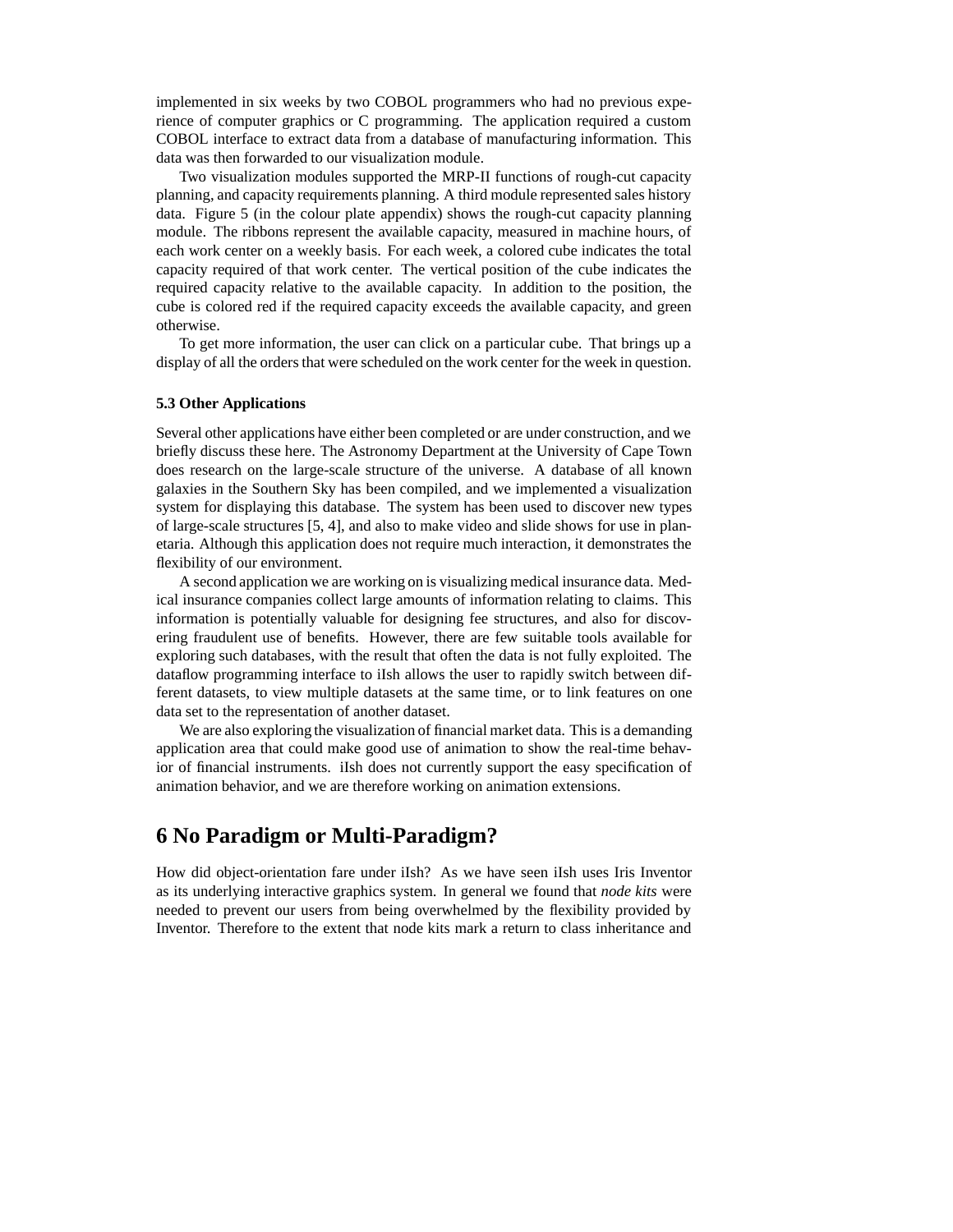implemented in six weeks by two COBOL programmers who had no previous experience of computer graphics or C programming. The application required a custom COBOL interface to extract data from a database of manufacturing information. This data was then forwarded to our visualization module.

Two visualization modules supported the MRP-II functions of rough-cut capacity planning, and capacity requirements planning. A third module represented sales history data. Figure 5 (in the colour plate appendix) shows the rough-cut capacity planning module. The ribbons represent the available capacity, measured in machine hours, of each work center on a weekly basis. For each week, a colored cube indicates the total capacity required of that work center. The vertical position of the cube indicates the required capacity relative to the available capacity. In addition to the position, the cube is colored red if the required capacity exceeds the available capacity, and green otherwise.

To get more information, the user can click on a particular cube. That brings up a display of all the orders that were scheduled on the work center for the week in question.

### 5.3 Other Applications

Several other applications have either been completed or are under construction, and we briefly discuss these here. The Astronomy Department at the University of Cape Town does research on the large-scale structure of the universe. A database of all known galaxies in the Southern Sky has been compiled, and we implemented a visualization system for displaying this database. The system has been used to discover new types of large-scale structures [5, 4], and also to make video and slide shows for use in planetaria. Although this application does not require much interaction, it demonstrates the flexibility of our environment.

A second application we are working on is visualizing medical insurance data. Medical insurance companies collect large amounts of information relating to claims. This information is potentially valuable for designing fee structures, and also for discovering fraudulent use of benefits. However, there are few suitable tools available for exploring such databases, with the result that often the data is not fully exploited. The dataflow programming interface to iIsh allows the user to rapidly switch between different datasets, to view multiple datasets at the same time, or to link features on one data set to the representation of another dataset.

We are also exploring the visualization of financial market data. This is a demanding application area that could make good use of animation to show the real-time behavior of financial instruments. iIsh does not currently support the easy specification of animation behavior, and we are therefore working on animation extensions.

## 6 No Paradigm or Multi-Paradigm?

How did object-orientation fare under iIsh? As we have seen iIsh uses Iris Inventor as its underlying interactive graphics system. In general we found that *node kits* were needed to prevent our users from being overwhelmed by the flexibility provided by Inventor. Therefore to the extent that node kits mark a return to class inheritance and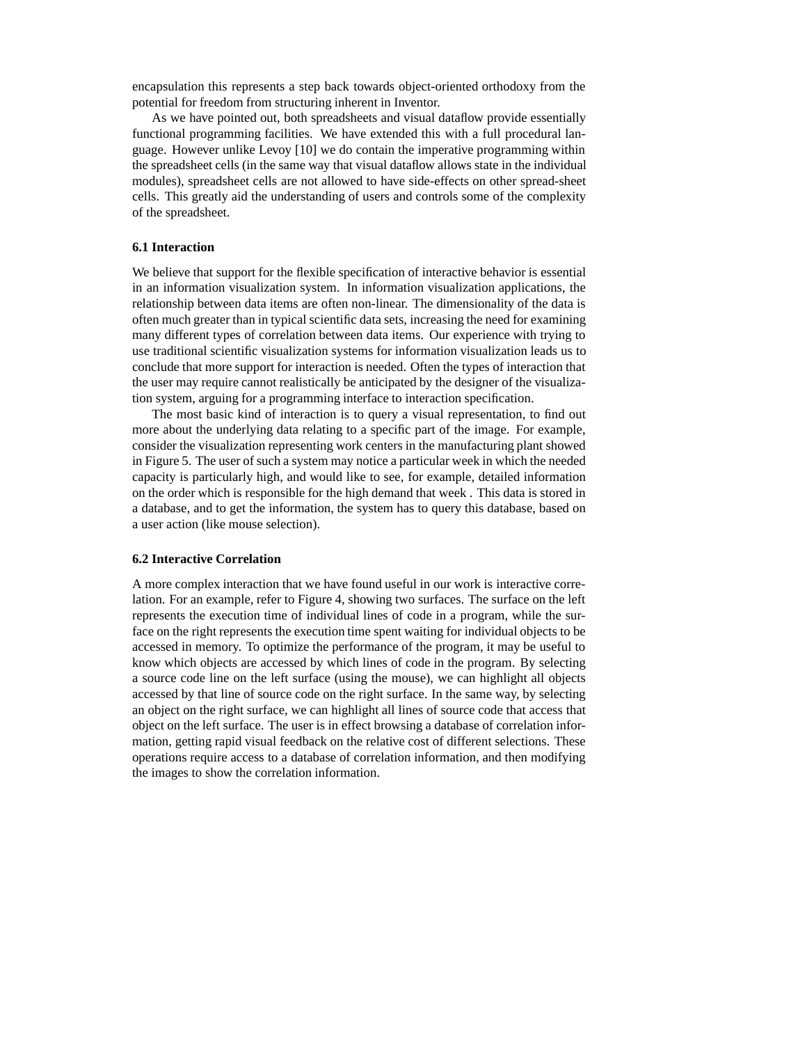encapsulation this represents a step back towards object-oriented orthodoxy from the potential for freedom from structuring inherent in Inventor.

As we have pointed out, both spreadsheets and visual dataflow provide essentially functional programming facilities. We have extended this with a full procedural language. However unlike Levoy [10] we do contain the imperative programming within the spreadsheet cells (in the same way that visual dataflow allows state in the individual modules), spreadsheet cells are not allowed to have side-effects on other spread-sheet cells. This greatly aid the understanding of users and controls some of the complexity of the spreadsheet.

### 6.1 Interaction

We believe that support for the flexible specification of interactive behavior is essential in an information visualization system. In information visualization applications, the relationship between data items are often non-linear. The dimensionality of the data is often much greater than in typical scientific data sets, increasing the need for examining many different types of correlation between data items. Our experience with trying to use traditional scientific visualization systems for information visualization leads us to conclude that more support for interaction is needed. Often the types of interaction that the user may require cannot realistically be anticipated by the designer of the visualization system, arguing for a programming interface to interaction specification.

The most basic kind of interaction is to query a visual representation, to find out more about the underlying data relating to a specific part of the image. For example, consider the visualization representing work centers in the manufacturing plant showed in Figure 5. The user of such a system may notice a particular week in which the needed capacity is particularly high, and would like to see, for example, detailed information on the order which is responsible for the high demand that week . This data is stored in a database, and to get the information, the system has to query this database, based on a user action (like mouse selection).

### 6.2 Interactive Correlation

A more complex interaction that we have found useful in our work is interactive correlation. For an example, refer to Figure 4, showing two surfaces. The surface on the left represents the execution time of individual lines of code in a program, while the surface on the right represents the execution time spent waiting for individual objects to be accessed in memory. To optimize the performance of the program, it may be useful to know which objects are accessed by which lines of code in the program. By selecting a source code line on the left surface (using the mouse), we can highlight all objects accessed by that line of source code on the right surface. In the same way, by selecting an object on the right surface, we can highlight all lines of source code that access that object on the left surface. The user is in effect browsing a database of correlation information, getting rapid visual feedback on the relative cost of different selections. These operations require access to a database of correlation information, and then modifying the images to show the correlation information.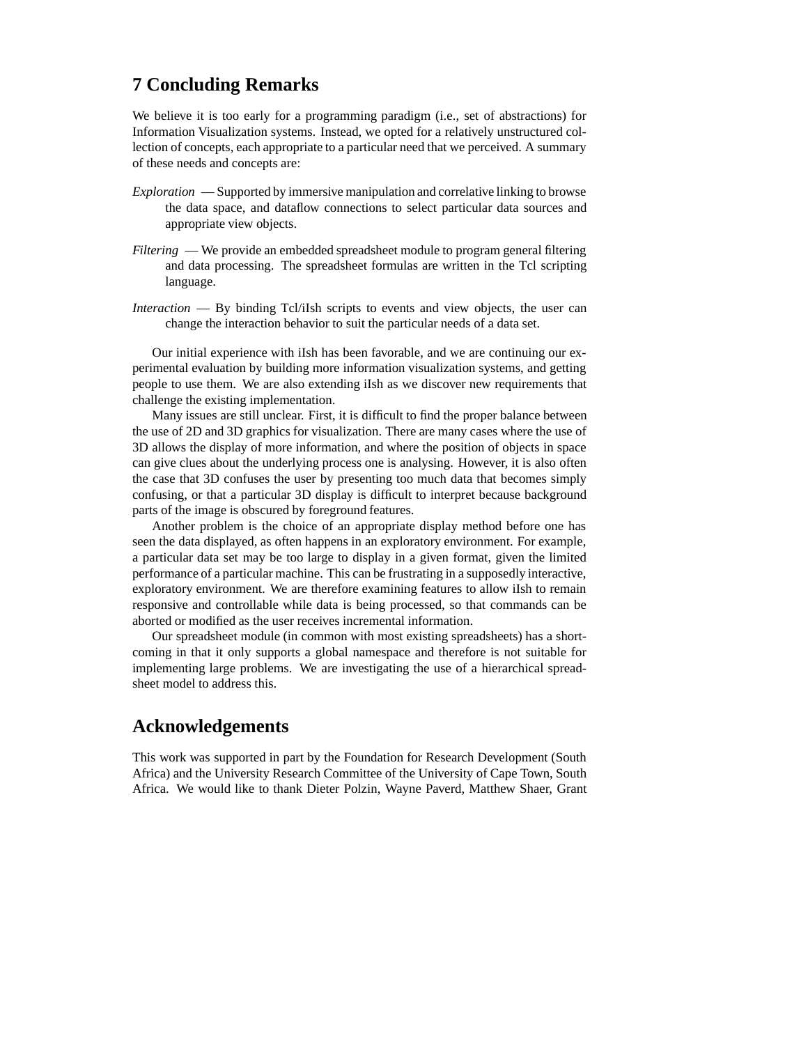# 7 Concluding Remarks

We believe it is too early for a programming paradigm (i.e., set of abstractions) for Information Visualization systems. Instead, we opted for a relatively unstructured collection of concepts, each appropriate to a particular need that we perceived. A summary of these needs and concepts are:

*Exploration* — Supported by immersive manipulation and correlative linking to browse the data space, and dataflow connections to select particular data sources and appropriate view objects.

*Filtering* — We provide an embedded spreadsheet module to program general filtering and data processing. The spreadsheet formulas are written in the Tcl scripting language.

*Interaction* — By binding Tcl/iIsh scripts to events and view objects, the user can change the interaction behavior to suit the particular needs of a data set.

Our initial experience with iIsh has been favorable, and we are continuing our experimental evaluation by building more information visualization systems, and getting people to use them. We are also extending iIsh as we discover new requirements that challenge the existing implementation.

Many issues are still unclear. First, it is difficult to find the proper balance between the use of 2D and 3D graphics for visualization. There are many cases where the use of 3D allows the display of more information, and where the position of objects in space can give clues about the underlying process one is analysing. However, it is also often the case that 3D confuses the user by presenting too much data that becomes simply confusing, or that a particular 3D display is difficult to interpret because background parts of the image is obscured by foreground features.

Another problem is the choice of an appropriate display method before one has seen the data displayed, as often happens in an exploratory environment. For example, a particular data set may be too large to display in a given format, given the limited performance of a particular machine. This can be frustrating in a supposedly interactive, exploratory environment. We are therefore examining features to allow iIsh to remain responsive and controllable while data is being processed, so that commands can be aborted or modified as the user receives incremental information.

Our spreadsheet module (in common with most existing spreadsheets) has a shortcoming in that it only supports a global namespace and therefore is not suitable for implementing large problems. We are investigating the use of a hierarchical spreadsheet model to address this.

# Acknowledgements

This work was supported in part by the Foundation for Research Development (South Africa) and the University Research Committee of the University of Cape Town, South Africa. We would like to thank Dieter Polzin, Wayne Paverd, Matthew Shaer, Grant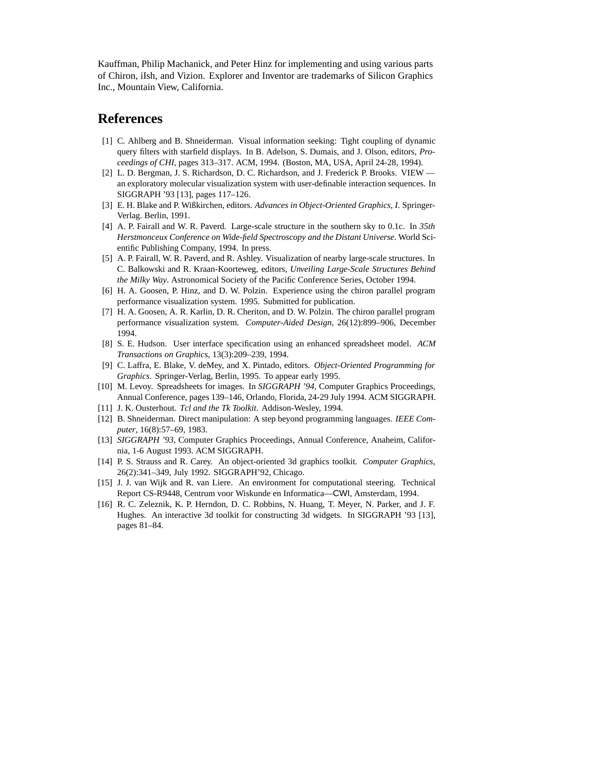Kauffman, Philip Machanick, and Peter Hinz for implementing and using various parts of Chiron, iIsh, and Vizion. Explorer and Inventor are trademarks of Silicon Graphics Inc., Mountain View, California.

## References

[1] C. Ahlberg and B. Shneiderman. Visual information seeking: Tight coupling of dynamic query filters with starfield displays. In B. Adelson, S. Dumais, and J. Olson, editors, *Proceedings of CHI*, pages 313–317. ACM, 1994. (Boston, MA, USA, April 24-28, 1994).

[2] L. D. Bergman, J. S. Richardson, D. C. Richardson, and J. Frederick P. Brooks. VIEW — an exploratory molecular visualization system with user-definable interaction sequences. In SIGGRAPH '93 [13], pages 117–126.

[3] E. H. Blake and P. Wißkirchen, editors. *Advances in Object-Oriented Graphics, I*. Springer-Verlag. Berlin, 1991.

[4] A. P. Fairall and W. R. Paverd. Large-scale structure in the southern sky to 0.1c. In *35th Herstmonceux Conference on Wide-field Spectroscopy and the Distant Universe*. World Scientific Publishing Company, 1994. In press.

[5] A. P. Fairall, W. R. Paverd, and R. Ashley. Visualization of nearby large-scale structures. In C. Balkowski and R. Kraan-Koorteweg, editors, *Unveiling Large-Scale Structures Behind the Milky Way*. Astronomical Society of the Pacific Conference Series, October 1994.

[6] H. A. Goosen, P. Hinz, and D. W. Polzin. Experience using the chiron parallel program performance visualization system. 1995. Submitted for publication.

[7] H. A. Goosen, A. R. Karlin, D. R. Cheriton, and D. W. Polzin. The chiron parallel program performance visualization system. *Computer-Aided Design*, 26(12):899–906, December 1994.

[8] S. E. Hudson. User interface specification using an enhanced spreadsheet model. *ACM Transactions on Graphics*, 13(3):209–239, 1994.

[9] C. Laffra, E. Blake, V. deMey, and X. Pintado, editors. *Object-Oriented Programming for Graphics*. Springer-Verlag, Berlin, 1995. To appear early 1995.

[10] M. Levoy. Spreadsheets for images. In *SIGGRAPH '94*, Computer Graphics Proceedings, Annual Conference, pages 139–146, Orlando, Florida, 24-29 July 1994. ACM SIGGRAPH.

[11] J. K. Ousterhout. *Tcl and the Tk Toolkit*. Addison-Wesley, 1994.

[12] B. Shneiderman. Direct manipulation: A step beyond programming languages. *IEEE Computer*, 16(8):57–69, 1983.

[13] *SIGGRAPH '93*, Computer Graphics Proceedings, Annual Conference, Anaheim, California, 1-6 August 1993. ACM SIGGRAPH.

[14] P. S. Strauss and R. Carey. An object-oriented 3d graphics toolkit. *Computer Graphics*, 26(2):341–349, July 1992. SIGGRAPH'92, Chicago.

[15] J. J. van Wijk and R. van Liere. An environment for computational steering. Technical Report CS-R9448, Centrum voor Wiskunde en Informatica—CWI, Amsterdam, 1994.

[16] R. C. Zeleznik, K. P. Herndon, D. C. Robbins, N. Huang, T. Meyer, N. Parker, and J. F. Hughes. An interactive 3d toolkit for constructing 3d widgets. In SIGGRAPH '93 [13], pages 81–84.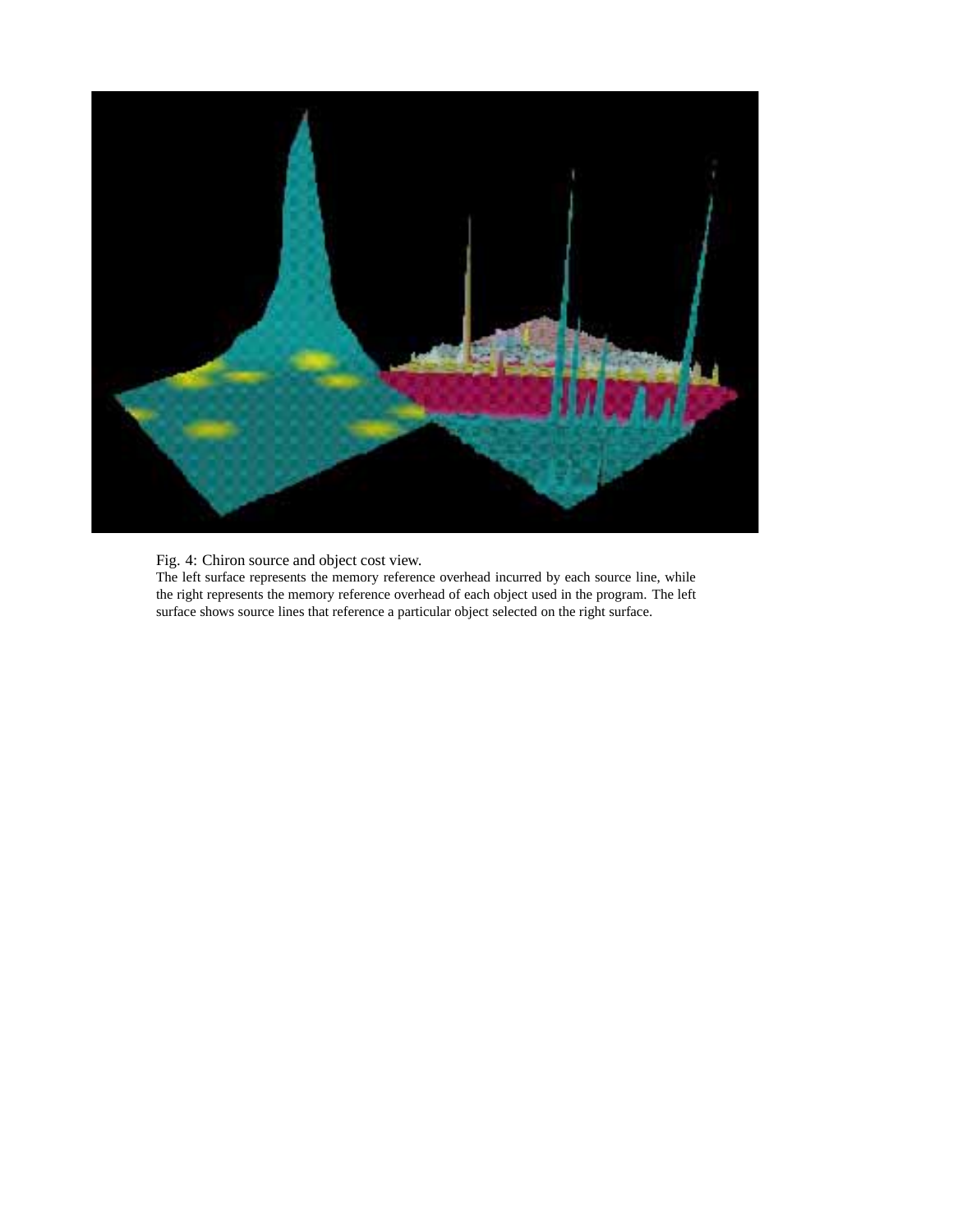Fig. 4: Chiron source and object cost view.

The left surface represents the memory reference overhead incurred by each source line, while the right represents the memory reference overhead of each object used in the program. The left surface shows source lines that reference a particular object selected on the right surface.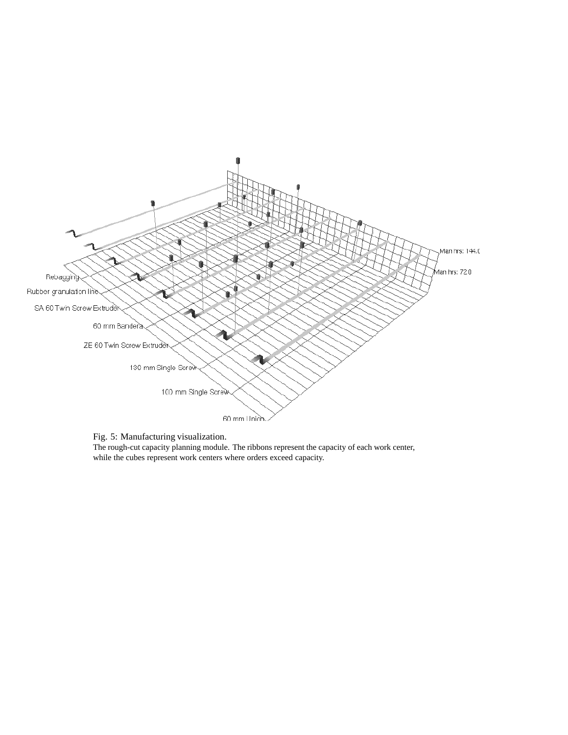Rebagging
Rubber granulation line
SA 60 Twin Screw Extruder
60 mm Bandera
ZE 60 Twin Screw Extruder
130 mm Single Screw
100 mm Single Screw
60 mm Union
Man hrs: 144.0
Man hrs: 72.0

Fig. 5: Manufacturing visualization.
The rough-cut capacity planning module. The ribbons represent the capacity of each work center, while the cubes represent work centers where orders exceed capacity.